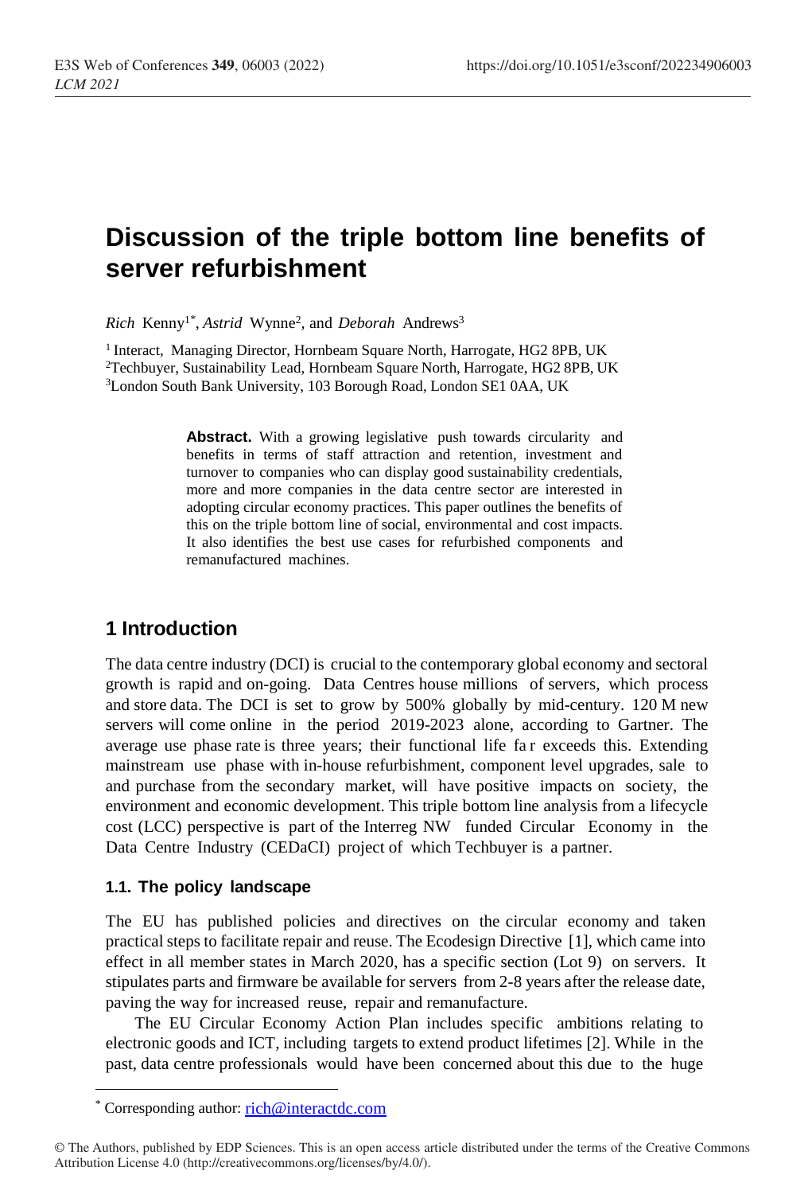# Discussion of the triple bottom line benefits of server refurbishment

*Rich* Kenny[1*], *Astrid* Wynne[2], and *Deborah* Andrews[3]

[1] Interact, Managing Director, Hornbeam Square North, Harrogate, HG2 8PB, UK
[2] Techbuyer, Sustainability Lead, Hornbeam Square North, Harrogate, HG2 8PB, UK
[3] London South Bank University, 103 Borough Road, London SE1 0AA, UK

**Abstract.** With a growing legislative push towards circularity and benefits in terms of staff attraction and retention, investment and turnover to companies who can display good sustainability credentials, more and more companies in the data centre sector are interested in adopting circular economy practices. This paper outlines the benefits of this on the triple bottom line of social, environmental and cost impacts. It also identifies the best use cases for refurbished components and remanufactured machines.

## 1 Introduction

The data centre industry (DCI) is crucial to the contemporary global economy and sectoral growth is rapid and on-going. Data Centres house millions of servers, which process and store data. The DCI is set to grow by 500% globally by mid-century. 120 M new servers will come online in the period 2019-2023 alone, according to Gartner. The average use phase rate is three years; their functional life far exceeds this. Extending mainstream use phase with in-house refurbishment, component level upgrades, sale to and purchase from the secondary market, will have positive impacts on society, the environment and economic development. This triple bottom line analysis from a lifecycle cost (LCC) perspective is part of the Interreg NW funded Circular Economy in the Data Centre Industry (CEDaCI) project of which Techbuyer is a partner.

### 1.1. The policy landscape

The EU has published policies and directives on the circular economy and taken practical steps to facilitate repair and reuse. The Ecodesign Directive [1], which came into effect in all member states in March 2020, has a specific section (Lot 9) on servers. It stipulates parts and firmware be available for servers from 2-8 years after the release date, paving the way for increased reuse, repair and remanufacture.

The EU Circular Economy Action Plan includes specific ambitions relating to electronic goods and ICT, including targets to extend product lifetimes [2]. While in the past, data centre professionals would have been concerned about this due to the huge

[*] Corresponding author: rich@interactdc.com

© The Authors, published by EDP Sciences. This is an open access article distributed under the terms of the Creative Commons Attribution License 4.0 (http://creativecommons.org/licenses/by/4.0/).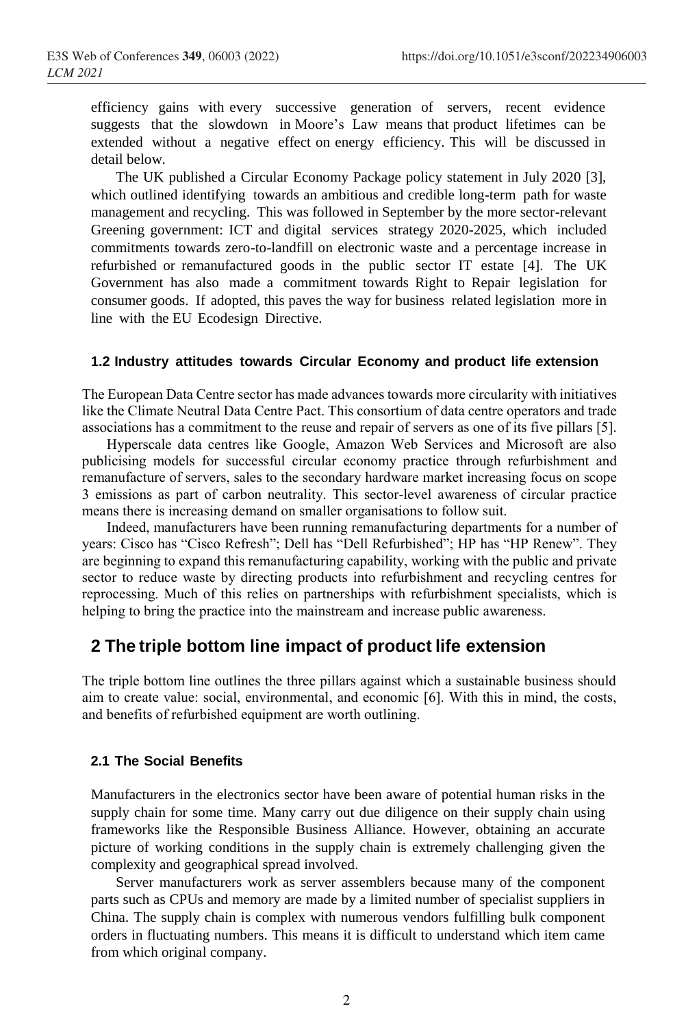efficiency gains with every successive generation of servers, recent evidence suggests that the slowdown in Moore's Law means that product lifetimes can be extended without a negative effect on energy efficiency. This will be discussed in detail below.

The UK published a Circular Economy Package policy statement in July 2020 [3], which outlined identifying towards an ambitious and credible long-term path for waste management and recycling. This was followed in September by the more sector-relevant Greening government: ICT and digital services strategy 2020-2025, which included commitments towards zero-to-landfill on electronic waste and a percentage increase in refurbished or remanufactured goods in the public sector IT estate [4]. The UK Government has also made a commitment towards Right to Repair legislation for consumer goods. If adopted, this paves the way for business related legislation more in line with the EU Ecodesign Directive.

### 1.2 Industry attitudes towards Circular Economy and product life extension

The European Data Centre sector has made advances towards more circularity with initiatives like the Climate Neutral Data Centre Pact. This consortium of data centre operators and trade associations has a commitment to the reuse and repair of servers as one of its five pillars [5].

Hyperscale data centres like Google, Amazon Web Services and Microsoft are also publicising models for successful circular economy practice through refurbishment and remanufacture of servers, sales to the secondary hardware market increasing focus on scope 3 emissions as part of carbon neutrality. This sector-level awareness of circular practice means there is increasing demand on smaller organisations to follow suit.

Indeed, manufacturers have been running remanufacturing departments for a number of years: Cisco has "Cisco Refresh"; Dell has "Dell Refurbished"; HP has "HP Renew". They are beginning to expand this remanufacturing capability, working with the public and private sector to reduce waste by directing products into refurbishment and recycling centres for reprocessing. Much of this relies on partnerships with refurbishment specialists, which is helping to bring the practice into the mainstream and increase public awareness.

## 2 The triple bottom line impact of product life extension

The triple bottom line outlines the three pillars against which a sustainable business should aim to create value: social, environmental, and economic [6]. With this in mind, the costs, and benefits of refurbished equipment are worth outlining.

### 2.1 The Social Benefits

Manufacturers in the electronics sector have been aware of potential human risks in the supply chain for some time. Many carry out due diligence on their supply chain using frameworks like the Responsible Business Alliance. However, obtaining an accurate picture of working conditions in the supply chain is extremely challenging given the complexity and geographical spread involved.

Server manufacturers work as server assemblers because many of the component parts such as CPUs and memory are made by a limited number of specialist suppliers in China. The supply chain is complex with numerous vendors fulfilling bulk component orders in fluctuating numbers. This means it is difficult to understand which item came from which original company.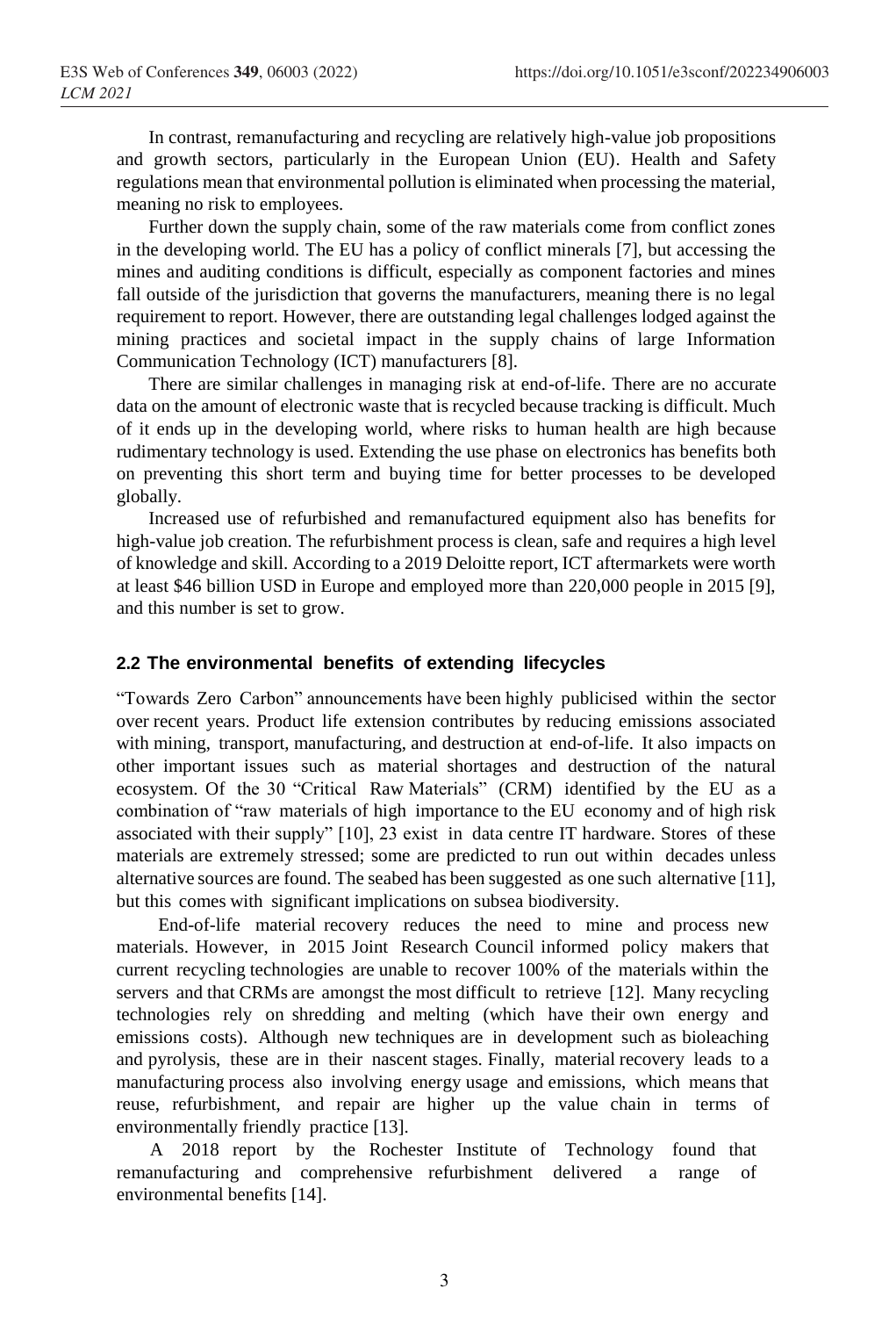In contrast, remanufacturing and recycling are relatively high-value job propositions and growth sectors, particularly in the European Union (EU). Health and Safety regulations mean that environmental pollution is eliminated when processing the material, meaning no risk to employees.

Further down the supply chain, some of the raw materials come from conflict zones in the developing world. The EU has a policy of conflict minerals [7], but accessing the mines and auditing conditions is difficult, especially as component factories and mines fall outside of the jurisdiction that governs the manufacturers, meaning there is no legal requirement to report. However, there are outstanding legal challenges lodged against the mining practices and societal impact in the supply chains of large Information Communication Technology (ICT) manufacturers [8].

There are similar challenges in managing risk at end-of-life. There are no accurate data on the amount of electronic waste that is recycled because tracking is difficult. Much of it ends up in the developing world, where risks to human health are high because rudimentary technology is used. Extending the use phase on electronics has benefits both on preventing this short term and buying time for better processes to be developed globally.

Increased use of refurbished and remanufactured equipment also has benefits for high-value job creation. The refurbishment process is clean, safe and requires a high level of knowledge and skill. According to a 2019 Deloitte report, ICT aftermarkets were worth at least $46 billion USD in Europe and employed more than 220,000 people in 2015 [9], and this number is set to grow.

### 2.2 The environmental benefits of extending lifecycles

"Towards Zero Carbon" announcements have been highly publicised within the sector over recent years. Product life extension contributes by reducing emissions associated with mining, transport, manufacturing, and destruction at end-of-life. It also impacts on other important issues such as material shortages and destruction of the natural ecosystem. Of the 30 "Critical Raw Materials" (CRM) identified by the EU as a combination of "raw materials of high importance to the EU economy and of high risk associated with their supply" [10], 23 exist in data centre IT hardware. Stores of these materials are extremely stressed; some are predicted to run out within decades unless alternative sources are found. The seabed has been suggested as one such alternative [11], but this comes with significant implications on subsea biodiversity.

End-of-life material recovery reduces the need to mine and process new materials. However, in 2015 Joint Research Council informed policy makers that current recycling technologies are unable to recover 100% of the materials within the servers and that CRMs are amongst the most difficult to retrieve [12]. Many recycling technologies rely on shredding and melting (which have their own energy and emissions costs). Although new techniques are in development such as bioleaching and pyrolysis, these are in their nascent stages. Finally, material recovery leads to a manufacturing process also involving energy usage and emissions, which means that reuse, refurbishment, and repair are higher up the value chain in terms of environmentally friendly practice [13].

A 2018 report by the Rochester Institute of Technology found that remanufacturing and comprehensive refurbishment delivered a range of environmental benefits [14].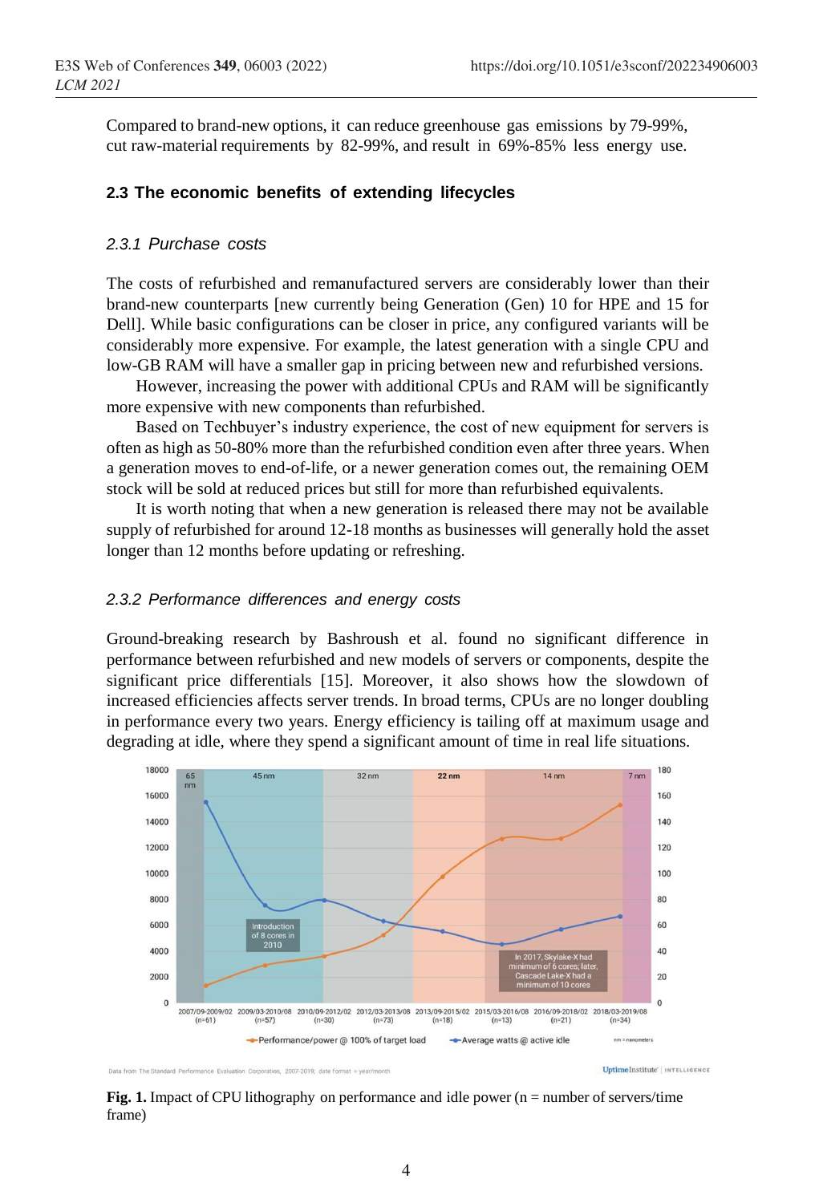Compared to brand-new options, it can reduce greenhouse gas emissions by 79-99%, cut raw-material requirements by 82-99%, and result in 69%-85% less energy use.

### 2.3 The economic benefits of extending lifecycles

#### *2.3.1 Purchase costs*

The costs of refurbished and remanufactured servers are considerably lower than their brand-new counterparts [new currently being Generation (Gen) 10 for HPE and 15 for Dell]. While basic configurations can be closer in price, any configured variants will be considerably more expensive. For example, the latest generation with a single CPU and low-GB RAM will have a smaller gap in pricing between new and refurbished versions.

However, increasing the power with additional CPUs and RAM will be significantly more expensive with new components than refurbished.

Based on Techbuyer's industry experience, the cost of new equipment for servers is often as high as 50-80% more than the refurbished condition even after three years. When a generation moves to end-of-life, or a newer generation comes out, the remaining OEM stock will be sold at reduced prices but still for more than refurbished equivalents.

It is worth noting that when a new generation is released there may not be available supply of refurbished for around 12-18 months as businesses will generally hold the asset longer than 12 months before updating or refreshing.

#### *2.3.2 Performance differences and energy costs*

Ground-breaking research by Bashroush et al. found no significant difference in performance between refurbished and new models of servers or components, despite the significant price differentials [15]. Moreover, it also shows how the slowdown of increased efficiencies affects server trends. In broad terms, CPUs are no longer doubling in performance every two years. Energy efficiency is tailing off at maximum usage and degrading at idle, where they spend a significant amount of time in real life situations.

**Fig. 1.** Impact of CPU lithography on performance and idle power (n = number of servers/time frame)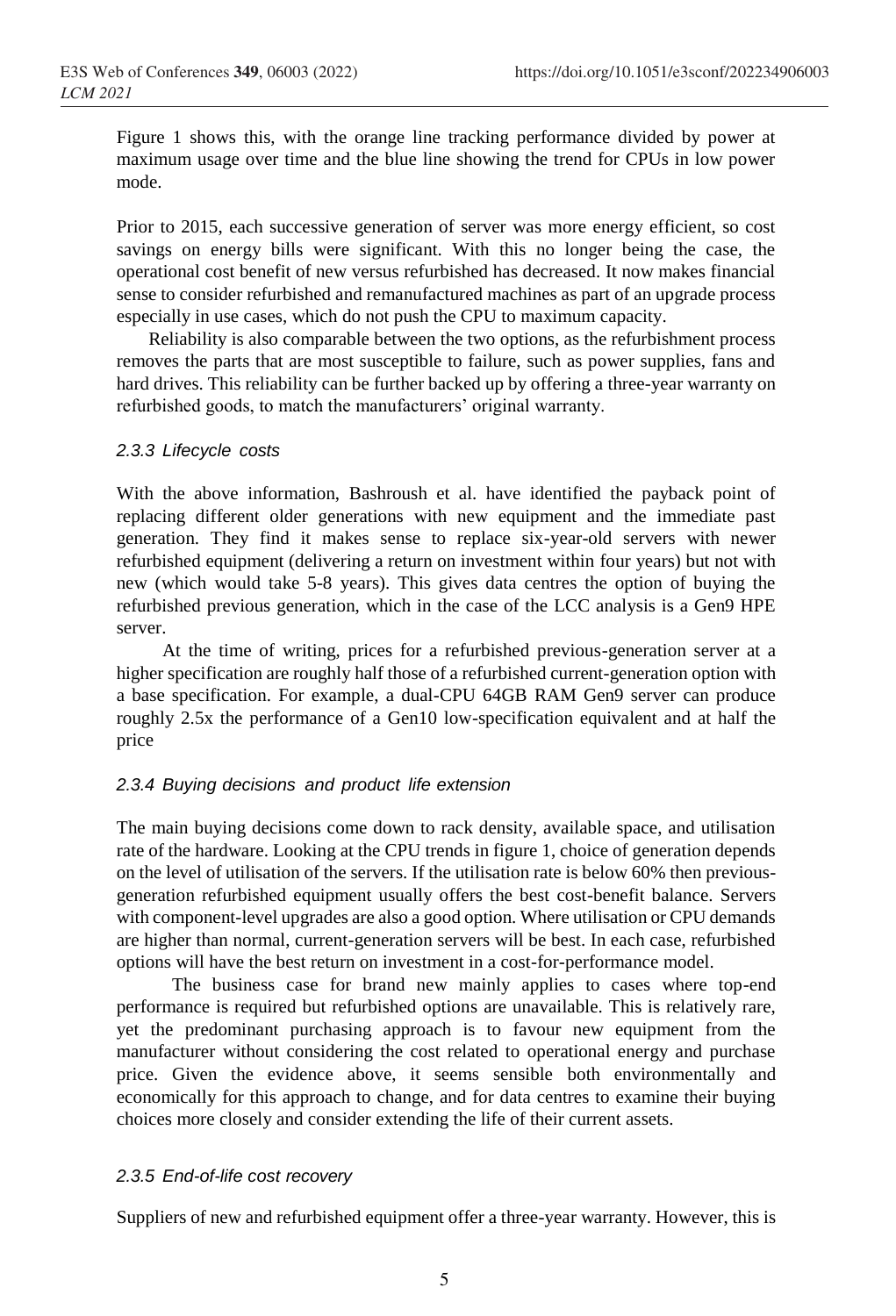Figure 1 shows this, with the orange line tracking performance divided by power at maximum usage over time and the blue line showing the trend for CPUs in low power mode.

Prior to 2015, each successive generation of server was more energy efficient, so cost savings on energy bills were significant. With this no longer being the case, the operational cost benefit of new versus refurbished has decreased. It now makes financial sense to consider refurbished and remanufactured machines as part of an upgrade process especially in use cases, which do not push the CPU to maximum capacity.

Reliability is also comparable between the two options, as the refurbishment process removes the parts that are most susceptible to failure, such as power supplies, fans and hard drives. This reliability can be further backed up by offering a three-year warranty on refurbished goods, to match the manufacturers' original warranty.

#### *2.3.3 Lifecycle costs*

With the above information, Bashroush et al. have identified the payback point of replacing different older generations with new equipment and the immediate past generation. They find it makes sense to replace six-year-old servers with newer refurbished equipment (delivering a return on investment within four years) but not with new (which would take 5-8 years). This gives data centres the option of buying the refurbished previous generation, which in the case of the LCC analysis is a Gen9 HPE server.

At the time of writing, prices for a refurbished previous-generation server at a higher specification are roughly half those of a refurbished current-generation option with a base specification. For example, a dual-CPU 64GB RAM Gen9 server can produce roughly 2.5x the performance of a Gen10 low-specification equivalent and at half the price

#### *2.3.4 Buying decisions and product life extension*

The main buying decisions come down to rack density, available space, and utilisation rate of the hardware. Looking at the CPU trends in figure 1, choice of generation depends on the level of utilisation of the servers. If the utilisation rate is below 60% then previous-generation refurbished equipment usually offers the best cost-benefit balance. Servers with component-level upgrades are also a good option. Where utilisation or CPU demands are higher than normal, current-generation servers will be best. In each case, refurbished options will have the best return on investment in a cost-for-performance model.

The business case for brand new mainly applies to cases where top-end performance is required but refurbished options are unavailable. This is relatively rare, yet the predominant purchasing approach is to favour new equipment from the manufacturer without considering the cost related to operational energy and purchase price. Given the evidence above, it seems sensible both environmentally and economically for this approach to change, and for data centres to examine their buying choices more closely and consider extending the life of their current assets.

#### *2.3.5 End-of-life cost recovery*

Suppliers of new and refurbished equipment offer a three-year warranty. However, this is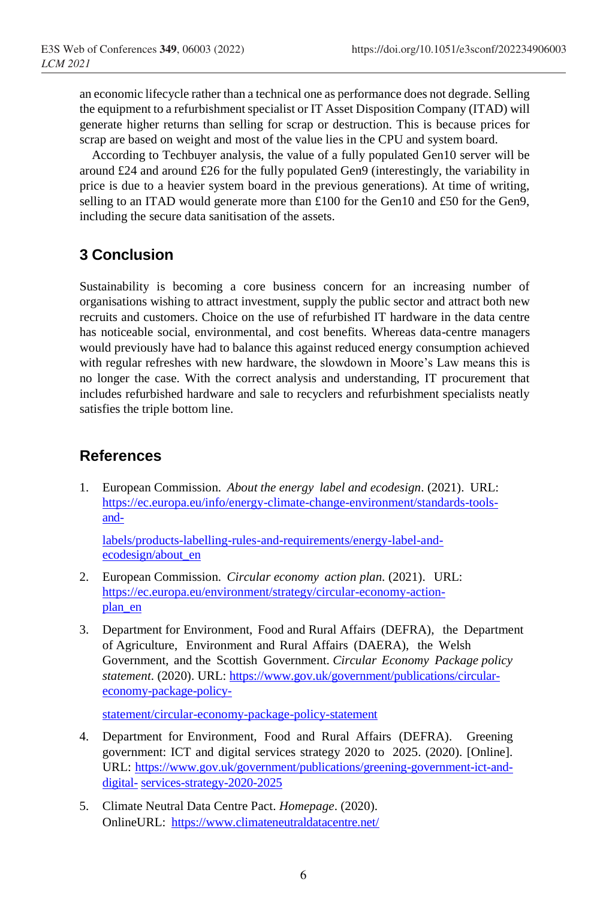an economic lifecycle rather than a technical one as performance does not degrade. Selling the equipment to a refurbishment specialist or IT Asset Disposition Company (ITAD) will generate higher returns than selling for scrap or destruction. This is because prices for scrap are based on weight and most of the value lies in the CPU and system board.

According to Techbuyer analysis, the value of a fully populated Gen10 server will be around £24 and around £26 for the fully populated Gen9 (interestingly, the variability in price is due to a heavier system board in the previous generations). At time of writing, selling to an ITAD would generate more than £100 for the Gen10 and £50 for the Gen9, including the secure data sanitisation of the assets.

## 3 Conclusion

Sustainability is becoming a core business concern for an increasing number of organisations wishing to attract investment, supply the public sector and attract both new recruits and customers. Choice on the use of refurbished IT hardware in the data centre has noticeable social, environmental, and cost benefits. Whereas data-centre managers would previously have had to balance this against reduced energy consumption achieved with regular refreshes with new hardware, the slowdown in Moore's Law means this is no longer the case. With the correct analysis and understanding, IT procurement that includes refurbished hardware and sale to recyclers and refurbishment specialists neatly satisfies the triple bottom line.

## References

1. European Commission. *About the energy label and ecodesign*. (2021). URL: https://ec.europa.eu/info/energy-climate-change-environment/standards-tools-and-labels/products-labelling-rules-and-requirements/energy-label-and-ecodesign/about_en
2. European Commission. *Circular economy action plan*. (2021). URL: https://ec.europa.eu/environment/strategy/circular-economy-action-plan_en
3. Department for Environment, Food and Rural Affairs (DEFRA), the Department of Agriculture, Environment and Rural Affairs (DAERA), the Welsh Government, and the Scottish Government. *Circular Economy Package policy statement*. (2020). URL: https://www.gov.uk/government/publications/circular-economy-package-policy-statement/circular-economy-package-policy-statement
4. Department for Environment, Food and Rural Affairs (DEFRA). Greening government: ICT and digital services strategy 2020 to 2025. (2020). [Online]. URL: https://www.gov.uk/government/publications/greening-government-ict-and-digital-services-strategy-2020-2025
5. Climate Neutral Data Centre Pact. *Homepage*. (2020). OnlineURL: https://www.climateneutraldatacentre.net/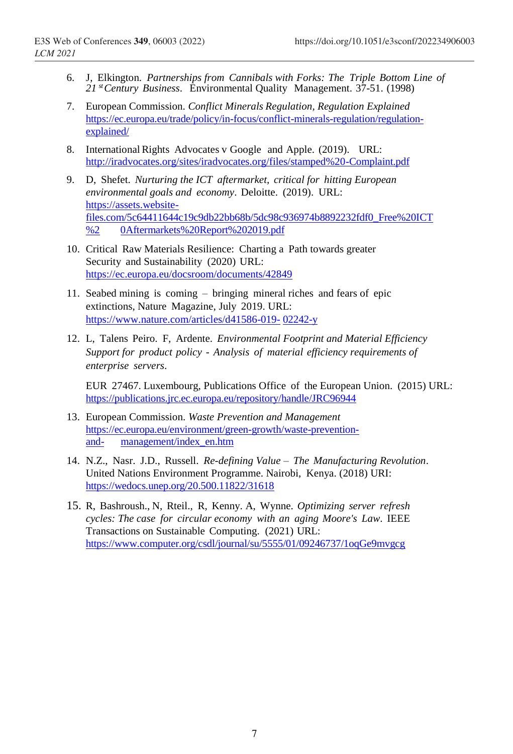6. J, Elkington. *Partnerships from Cannibals with Forks: The Triple Bottom Line of 21 st Century Business*. Environmental Quality Management. 37-51. (1998)

7. European Commission. *Conflict Minerals Regulation, Regulation Explained* https://ec.europa.eu/trade/policy/in-focus/conflict-minerals-regulation/regulation-explained/

8. International Rights Advocates v Google and Apple. (2019). URL: http://iradvocates.org/sites/iradvocates.org/files/stamped%20-Complaint.pdf

9. D, Shefet. *Nurturing the ICT aftermarket, critical for hitting European environmental goals and economy*. Deloitte. (2019). URL: https://assets.website-files.com/5c64411644c19c9db22bb68b/5dc98c936974b8892232fdf0_Free%20ICT%20Aftermarkets%20Report%202019.pdf

10. Critical Raw Materials Resilience: Charting a Path towards greater Security and Sustainability (2020) URL: https://ec.europa.eu/docsroom/documents/42849

11. Seabed mining is coming – bringing mineral riches and fears of epic extinctions, Nature Magazine, July 2019. URL: https://www.nature.com/articles/d41586-019-02242-y

12. L, Talens Peiro. F, Ardente. *Environmental Footprint and Material Efficiency Support for product policy - Analysis of material efficiency requirements of enterprise servers*.

    EUR 27467. Luxembourg, Publications Office of the European Union. (2015) URL: https://publications.jrc.ec.europa.eu/repository/handle/JRC96944

13. European Commission. *Waste Prevention and Management* https://ec.europa.eu/environment/green-growth/waste-prevention-and-management/index_en.htm

14. N.Z., Nasr. J.D., Russell. *Re-defining Value – The Manufacturing Revolution*. United Nations Environment Programme. Nairobi, Kenya. (2018) URI: https://wedocs.unep.org/20.500.11822/31618

15. R, Bashroush., N, Rteil., R, Kenny. A, Wynne. *Optimizing server refresh cycles: The case for circular economy with an aging Moore's Law*. IEEE Transactions on Sustainable Computing. (2021) URL: https://www.computer.org/csdl/journal/su/5555/01/09246737/1oqGe9mvgcg